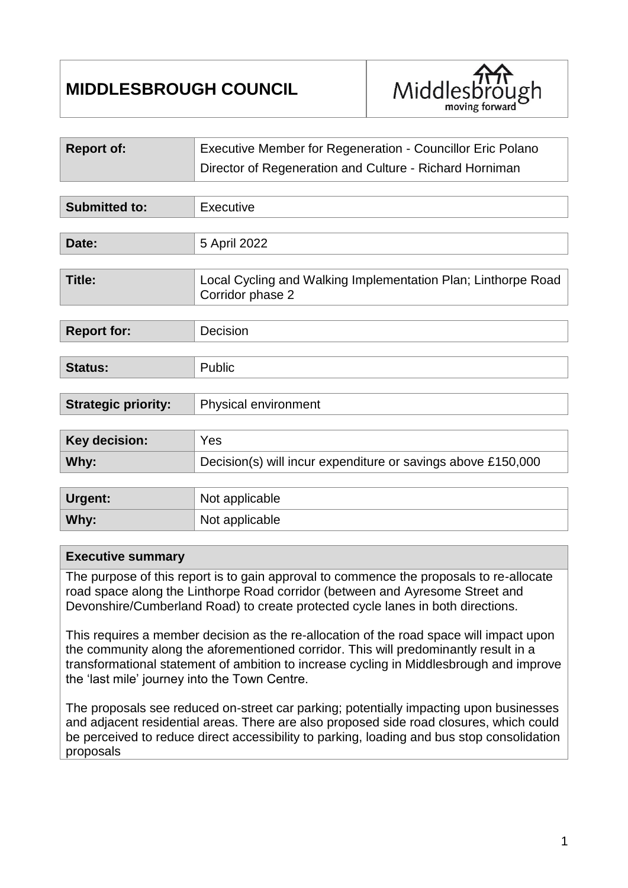# MIDDLESBROUGH COUNCIL

| | |
|---|---|
| **Report of:** | Executive Member for Regeneration - Councillor Eric Polano<br>Director of Regeneration and Culture - Richard Horniman |
| **Submitted to:** | Executive |
| **Date:** | 5 April 2022 |
| **Title:** | Local Cycling and Walking Implementation Plan; Linthorpe Road Corridor phase 2 |
| **Report for:** | Decision |
| **Status:** | Public |
| **Strategic priority:** | Physical environment |
| **Key decision:** | Yes |
| **Why:** | Decision(s) will incur expenditure or savings above £150,000 |
| **Urgent:** | Not applicable |
| **Why:** | Not applicable |

## Executive summary

The purpose of this report is to gain approval to commence the proposals to re-allocate road space along the Linthorpe Road corridor (between and Ayresome Street and Devonshire/Cumberland Road) to create protected cycle lanes in both directions.

This requires a member decision as the re-allocation of the road space will impact upon the community along the aforementioned corridor. This will predominantly result in a transformational statement of ambition to increase cycling in Middlesbrough and improve the 'last mile' journey into the Town Centre.

The proposals see reduced on-street car parking; potentially impacting upon businesses and adjacent residential areas. There are also proposed side road closures, which could be perceived to reduce direct accessibility to parking, loading and bus stop consolidation proposals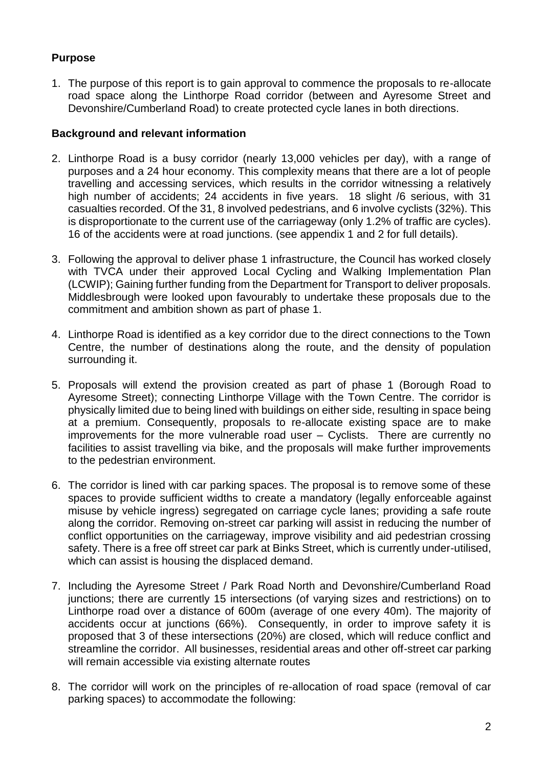## Purpose

1. The purpose of this report is to gain approval to commence the proposals to re-allocate road space along the Linthorpe Road corridor (between and Ayresome Street and Devonshire/Cumberland Road) to create protected cycle lanes in both directions.

## Background and relevant information

2. Linthorpe Road is a busy corridor (nearly 13,000 vehicles per day), with a range of purposes and a 24 hour economy. This complexity means that there are a lot of people travelling and accessing services, which results in the corridor witnessing a relatively high number of accidents; 24 accidents in five years. 18 slight /6 serious, with 31 casualties recorded. Of the 31, 8 involved pedestrians, and 6 involve cyclists (32%). This is disproportionate to the current use of the carriageway (only 1.2% of traffic are cycles). 16 of the accidents were at road junctions. (see appendix 1 and 2 for full details).

3. Following the approval to deliver phase 1 infrastructure, the Council has worked closely with TVCA under their approved Local Cycling and Walking Implementation Plan (LCWIP); Gaining further funding from the Department for Transport to deliver proposals. Middlesbrough were looked upon favourably to undertake these proposals due to the commitment and ambition shown as part of phase 1.

4. Linthorpe Road is identified as a key corridor due to the direct connections to the Town Centre, the number of destinations along the route, and the density of population surrounding it.

5. Proposals will extend the provision created as part of phase 1 (Borough Road to Ayresome Street); connecting Linthorpe Village with the Town Centre. The corridor is physically limited due to being lined with buildings on either side, resulting in space being at a premium. Consequently, proposals to re-allocate existing space are to make improvements for the more vulnerable road user – Cyclists. There are currently no facilities to assist travelling via bike, and the proposals will make further improvements to the pedestrian environment.

6. The corridor is lined with car parking spaces. The proposal is to remove some of these spaces to provide sufficient widths to create a mandatory (legally enforceable against misuse by vehicle ingress) segregated on carriage cycle lanes; providing a safe route along the corridor. Removing on-street car parking will assist in reducing the number of conflict opportunities on the carriageway, improve visibility and aid pedestrian crossing safety. There is a free off street car park at Binks Street, which is currently under-utilised, which can assist is housing the displaced demand.

7. Including the Ayresome Street / Park Road North and Devonshire/Cumberland Road junctions; there are currently 15 intersections (of varying sizes and restrictions) on to Linthorpe road over a distance of 600m (average of one every 40m). The majority of accidents occur at junctions (66%). Consequently, in order to improve safety it is proposed that 3 of these intersections (20%) are closed, which will reduce conflict and streamline the corridor. All businesses, residential areas and other off-street car parking will remain accessible via existing alternate routes

8. The corridor will work on the principles of re-allocation of road space (removal of car parking spaces) to accommodate the following: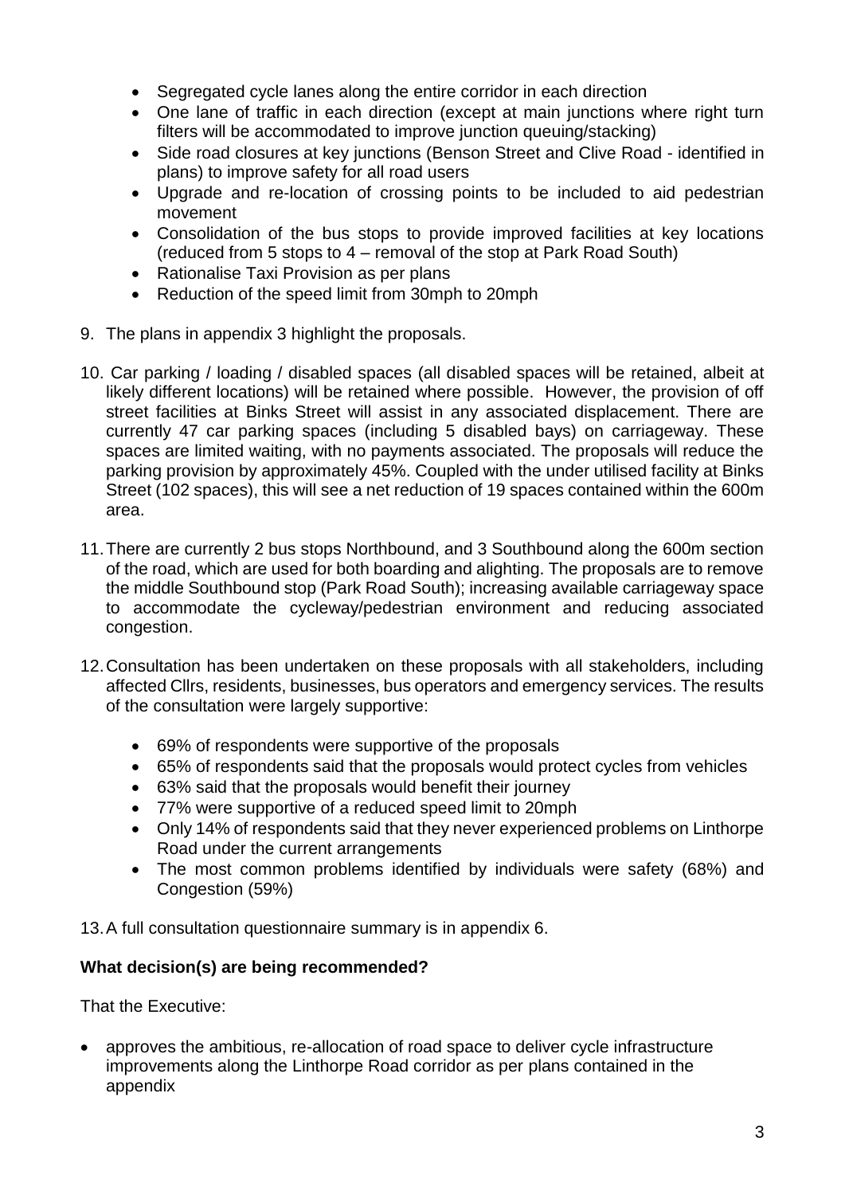- Segregated cycle lanes along the entire corridor in each direction
- One lane of traffic in each direction (except at main junctions where right turn filters will be accommodated to improve junction queuing/stacking)
- Side road closures at key junctions (Benson Street and Clive Road - identified in plans) to improve safety for all road users
- Upgrade and re-location of crossing points to be included to aid pedestrian movement
- Consolidation of the bus stops to provide improved facilities at key locations (reduced from 5 stops to 4 – removal of the stop at Park Road South)
- Rationalise Taxi Provision as per plans
- Reduction of the speed limit from 30mph to 20mph

9. The plans in appendix 3 highlight the proposals.

10. Car parking / loading / disabled spaces (all disabled spaces will be retained, albeit at likely different locations) will be retained where possible. However, the provision of off street facilities at Binks Street will assist in any associated displacement. There are currently 47 car parking spaces (including 5 disabled bays) on carriageway. These spaces are limited waiting, with no payments associated. The proposals will reduce the parking provision by approximately 45%. Coupled with the under utilised facility at Binks Street (102 spaces), this will see a net reduction of 19 spaces contained within the 600m area.

11. There are currently 2 bus stops Northbound, and 3 Southbound along the 600m section of the road, which are used for both boarding and alighting. The proposals are to remove the middle Southbound stop (Park Road South); increasing available carriageway space to accommodate the cycleway/pedestrian environment and reducing associated congestion.

12. Consultation has been undertaken on these proposals with all stakeholders, including affected Cllrs, residents, businesses, bus operators and emergency services. The results of the consultation were largely supportive:

    - 69% of respondents were supportive of the proposals
    - 65% of respondents said that the proposals would protect cycles from vehicles
    - 63% said that the proposals would benefit their journey
    - 77% were supportive of a reduced speed limit to 20mph
    - Only 14% of respondents said that they never experienced problems on Linthorpe Road under the current arrangements
    - The most common problems identified by individuals were safety (68%) and Congestion (59%)

13. A full consultation questionnaire summary is in appendix 6.

**What decision(s) are being recommended?**

That the Executive:

- approves the ambitious, re-allocation of road space to deliver cycle infrastructure improvements along the Linthorpe Road corridor as per plans contained in the appendix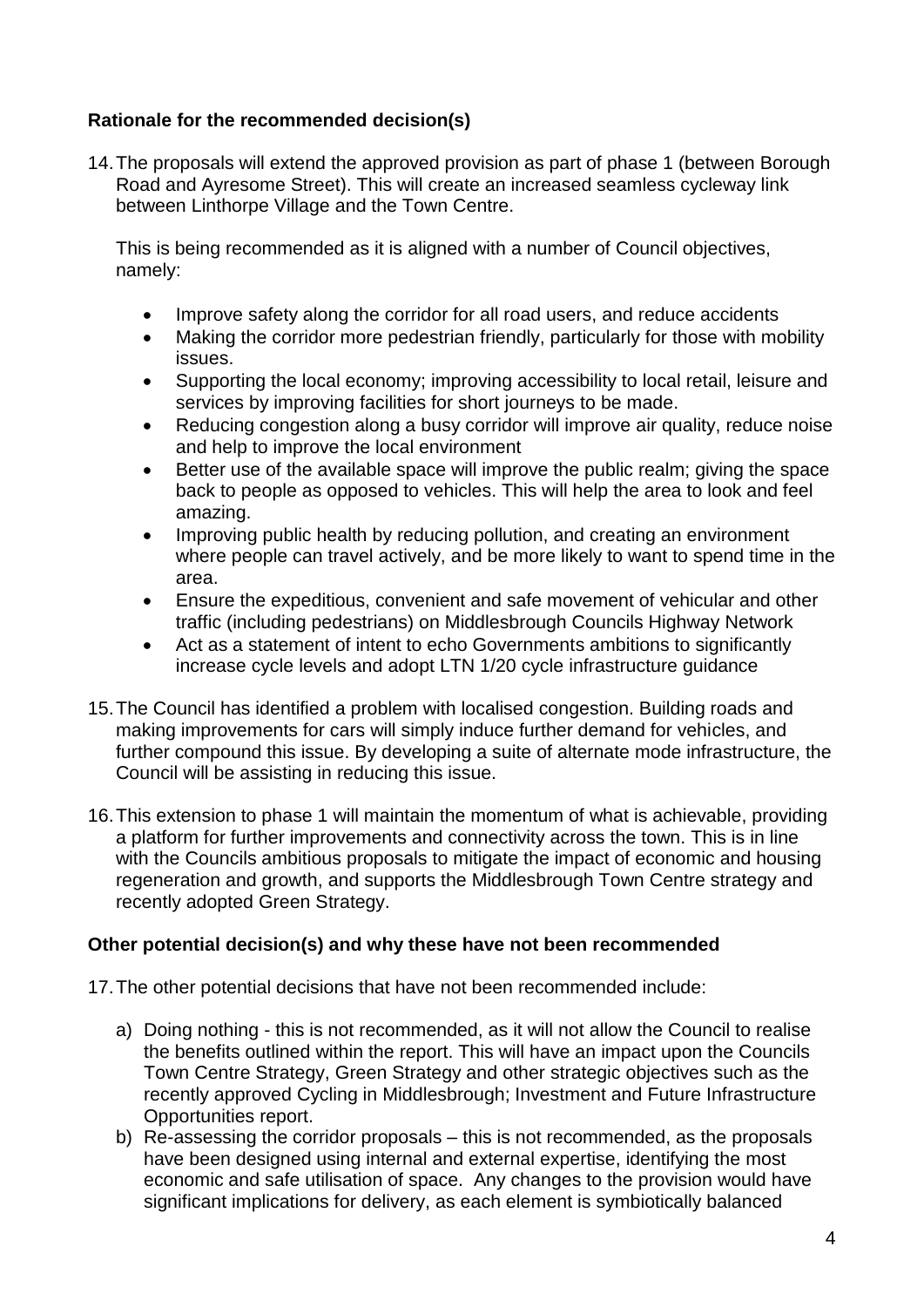**Rationale for the recommended decision(s)**

14. The proposals will extend the approved provision as part of phase 1 (between Borough Road and Ayresome Street). This will create an increased seamless cycleway link between Linthorpe Village and the Town Centre.

    This is being recommended as it is aligned with a number of Council objectives, namely:

    - Improve safety along the corridor for all road users, and reduce accidents
    - Making the corridor more pedestrian friendly, particularly for those with mobility issues.
    - Supporting the local economy; improving accessibility to local retail, leisure and services by improving facilities for short journeys to be made.
    - Reducing congestion along a busy corridor will improve air quality, reduce noise and help to improve the local environment
    - Better use of the available space will improve the public realm; giving the space back to people as opposed to vehicles. This will help the area to look and feel amazing.
    - Improving public health by reducing pollution, and creating an environment where people can travel actively, and be more likely to want to spend time in the area.
    - Ensure the expeditious, convenient and safe movement of vehicular and other traffic (including pedestrians) on Middlesbrough Councils Highway Network
    - Act as a statement of intent to echo Governments ambitions to significantly increase cycle levels and adopt LTN 1/20 cycle infrastructure guidance

15. The Council has identified a problem with localised congestion. Building roads and making improvements for cars will simply induce further demand for vehicles, and further compound this issue. By developing a suite of alternate mode infrastructure, the Council will be assisting in reducing this issue.

16. This extension to phase 1 will maintain the momentum of what is achievable, providing a platform for further improvements and connectivity across the town. This is in line with the Councils ambitious proposals to mitigate the impact of economic and housing regeneration and growth, and supports the Middlesbrough Town Centre strategy and recently adopted Green Strategy.

**Other potential decision(s) and why these have not been recommended**

17. The other potential decisions that have not been recommended include:

    a) Doing nothing - this is not recommended, as it will not allow the Council to realise the benefits outlined within the report. This will have an impact upon the Councils Town Centre Strategy, Green Strategy and other strategic objectives such as the recently approved Cycling in Middlesbrough; Investment and Future Infrastructure Opportunities report.

    b) Re-assessing the corridor proposals – this is not recommended, as the proposals have been designed using internal and external expertise, identifying the most economic and safe utilisation of space. Any changes to the provision would have significant implications for delivery, as each element is symbiotically balanced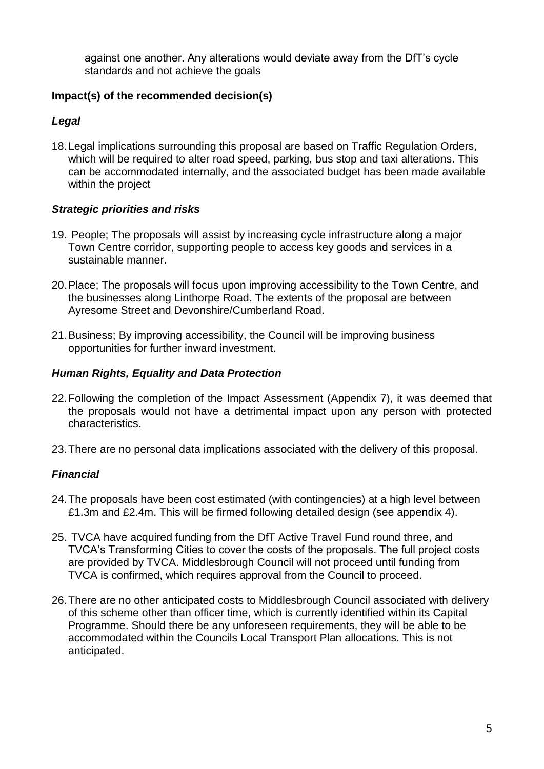against one another. Any alterations would deviate away from the DfT's cycle standards and not achieve the goals

**Impact(s) of the recommended decision(s)**

***Legal***

18. Legal implications surrounding this proposal are based on Traffic Regulation Orders, which will be required to alter road speed, parking, bus stop and taxi alterations. This can be accommodated internally, and the associated budget has been made available within the project

***Strategic priorities and risks***

19. People; The proposals will assist by increasing cycle infrastructure along a major Town Centre corridor, supporting people to access key goods and services in a sustainable manner.

20. Place; The proposals will focus upon improving accessibility to the Town Centre, and the businesses along Linthorpe Road. The extents of the proposal are between Ayresome Street and Devonshire/Cumberland Road.

21. Business; By improving accessibility, the Council will be improving business opportunities for further inward investment.

***Human Rights, Equality and Data Protection***

22. Following the completion of the Impact Assessment (Appendix 7), it was deemed that the proposals would not have a detrimental impact upon any person with protected characteristics.

23. There are no personal data implications associated with the delivery of this proposal.

***Financial***

24. The proposals have been cost estimated (with contingencies) at a high level between £1.3m and £2.4m. This will be firmed following detailed design (see appendix 4).

25. TVCA have acquired funding from the DfT Active Travel Fund round three, and TVCA's Transforming Cities to cover the costs of the proposals. The full project costs are provided by TVCA. Middlesbrough Council will not proceed until funding from TVCA is confirmed, which requires approval from the Council to proceed.

26. There are no other anticipated costs to Middlesbrough Council associated with delivery of this scheme other than officer time, which is currently identified within its Capital Programme. Should there be any unforeseen requirements, they will be able to be accommodated within the Councils Local Transport Plan allocations. This is not anticipated.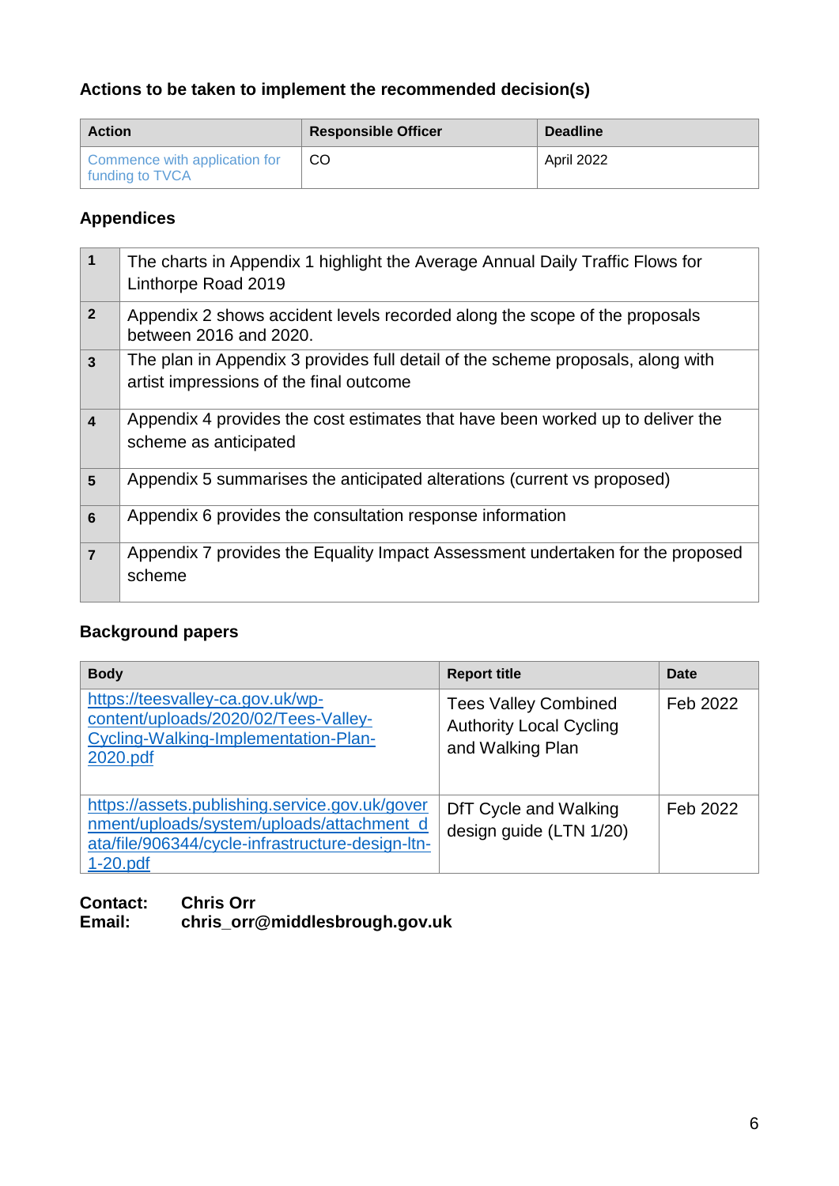### Actions to be taken to implement the recommended decision(s)

| Action | Responsible Officer | Deadline |
|---|---|---|
| Commence with application for funding to TVCA | CO | April 2022 |

### Appendices

| | |
|---|---|
| 1 | The charts in Appendix 1 highlight the Average Annual Daily Traffic Flows for Linthorpe Road 2019 |
| 2 | Appendix 2 shows accident levels recorded along the scope of the proposals between 2016 and 2020. |
| 3 | The plan in Appendix 3 provides full detail of the scheme proposals, along with artist impressions of the final outcome |
| 4 | Appendix 4 provides the cost estimates that have been worked up to deliver the scheme as anticipated |
| 5 | Appendix 5 summarises the anticipated alterations (current vs proposed) |
| 6 | Appendix 6 provides the consultation response information |
| 7 | Appendix 7 provides the Equality Impact Assessment undertaken for the proposed scheme |

### Background papers

| Body | Report title | Date |
|---|---|---|
| https://teesvalley-ca.gov.uk/wp-content/uploads/2020/02/Tees-Valley-Cycling-Walking-Implementation-Plan-2020.pdf | Tees Valley Combined Authority Local Cycling and Walking Plan | Feb 2022 |
| https://assets.publishing.service.gov.uk/government/uploads/system/uploads/attachment_data/file/906344/cycle-infrastructure-design-ltn-1-20.pdf | DfT Cycle and Walking design guide (LTN 1/20) | Feb 2022 |

**Contact:** **Chris Orr**
**Email:** **chris_orr@middlesbrough.gov.uk**